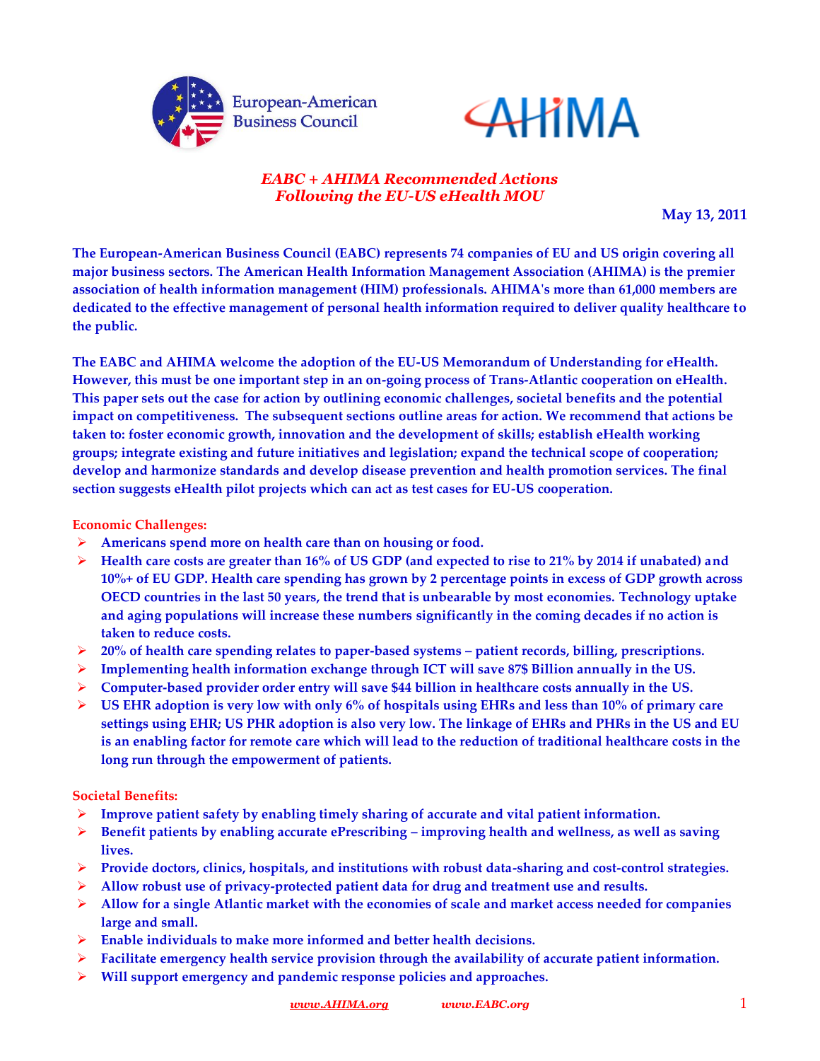European-American Business Council

AHIMA

***EABC + AHIMA Recommended Actions***
***Following the EU-US eHealth MOU***

**May 13, 2011**

**The European-American Business Council (EABC) represents 74 companies of EU and US origin covering all major business sectors. The American Health Information Management Association (AHIMA) is the premier association of health information management (HIM) professionals. AHIMA's more than 61,000 members are dedicated to the effective management of personal health information required to deliver quality healthcare to the public.**

**The EABC and AHIMA welcome the adoption of the EU-US Memorandum of Understanding for eHealth. However, this must be one important step in an on-going process of Trans-Atlantic cooperation on eHealth. This paper sets out the case for action by outlining economic challenges, societal benefits and the potential impact on competitiveness. The subsequent sections outline areas for action. We recommend that actions be taken to: foster economic growth, innovation and the development of skills; establish eHealth working groups; integrate existing and future initiatives and legislation; expand the technical scope of cooperation; develop and harmonize standards and develop disease prevention and health promotion services. The final section suggests eHealth pilot projects which can act as test cases for EU-US cooperation.**

## Economic Challenges:

- **Americans spend more on health care than on housing or food.**
- **Health care costs are greater than 16% of US GDP (and expected to rise to 21% by 2014 if unabated) and 10%+ of EU GDP. Health care spending has grown by 2 percentage points in excess of GDP growth across OECD countries in the last 50 years, the trend that is unbearable by most economies. Technology uptake and aging populations will increase these numbers significantly in the coming decades if no action is taken to reduce costs.**
- **20% of health care spending relates to paper-based systems – patient records, billing, prescriptions.**
- **Implementing health information exchange through ICT will save 87$ Billion annually in the US.**
- **Computer-based provider order entry will save $44 billion in healthcare costs annually in the US.**
- **US EHR adoption is very low with only 6% of hospitals using EHRs and less than 10% of primary care settings using EHR; US PHR adoption is also very low. The linkage of EHRs and PHRs in the US and EU is an enabling factor for remote care which will lead to the reduction of traditional healthcare costs in the long run through the empowerment of patients.**

## Societal Benefits:

- **Improve patient safety by enabling timely sharing of accurate and vital patient information.**
- **Benefit patients by enabling accurate ePrescribing – improving health and wellness, as well as saving lives.**
- **Provide doctors, clinics, hospitals, and institutions with robust data-sharing and cost-control strategies.**
- **Allow robust use of privacy-protected patient data for drug and treatment use and results.**
- **Allow for a single Atlantic market with the economies of scale and market access needed for companies large and small.**
- **Enable individuals to make more informed and better health decisions.**
- **Facilitate emergency health service provision through the availability of accurate patient information.**
- **Will support emergency and pandemic response policies and approaches.**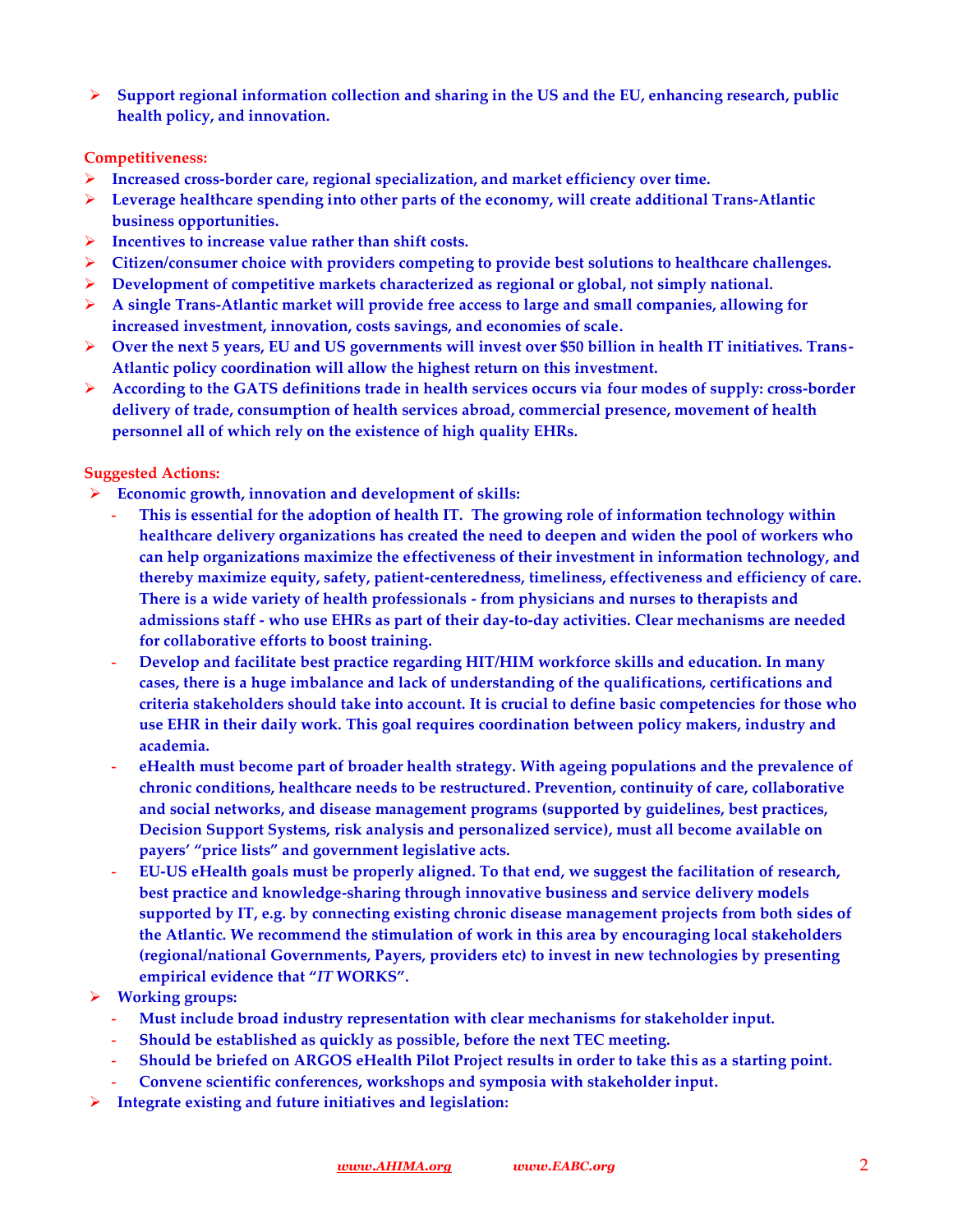- **Support regional information collection and sharing in the US and the EU, enhancing research, public health policy, and innovation.**

**Competitiveness:**

- **Increased cross-border care, regional specialization, and market efficiency over time.**
- **Leverage healthcare spending into other parts of the economy, will create additional Trans-Atlantic business opportunities.**
- **Incentives to increase value rather than shift costs.**
- **Citizen/consumer choice with providers competing to provide best solutions to healthcare challenges.**
- **Development of competitive markets characterized as regional or global, not simply national.**
- **A single Trans-Atlantic market will provide free access to large and small companies, allowing for increased investment, innovation, costs savings, and economies of scale.**
- **Over the next 5 years, EU and US governments will invest over $50 billion in health IT initiatives. Trans-Atlantic policy coordination will allow the highest return on this investment.**
- **According to the GATS definitions trade in health services occurs via four modes of supply: cross-border delivery of trade, consumption of health services abroad, commercial presence, movement of health personnel all of which rely on the existence of high quality EHRs.**

**Suggested Actions:**

- **Economic growth, innovation and development of skills:**
  - **This is essential for the adoption of health IT. The growing role of information technology within healthcare delivery organizations has created the need to deepen and widen the pool of workers who can help organizations maximize the effectiveness of their investment in information technology, and thereby maximize equity, safety, patient-centeredness, timeliness, effectiveness and efficiency of care. There is a wide variety of health professionals - from physicians and nurses to therapists and admissions staff - who use EHRs as part of their day-to-day activities. Clear mechanisms are needed for collaborative efforts to boost training.**
  - **Develop and facilitate best practice regarding HIT/HIM workforce skills and education. In many cases, there is a huge imbalance and lack of understanding of the qualifications, certifications and criteria stakeholders should take into account. It is crucial to define basic competencies for those who use EHR in their daily work. This goal requires coordination between policy makers, industry and academia.**
  - **eHealth must become part of broader health strategy. With ageing populations and the prevalence of chronic conditions, healthcare needs to be restructured. Prevention, continuity of care, collaborative and social networks, and disease management programs (supported by guidelines, best practices, Decision Support Systems, risk analysis and personalized service), must all become available on payers' "price lists" and government legislative acts.**
  - **EU-US eHealth goals must be properly aligned. To that end, we suggest the facilitation of research, best practice and knowledge-sharing through innovative business and service delivery models supported by IT, e.g. by connecting existing chronic disease management projects from both sides of the Atlantic. We recommend the stimulation of work in this area by encouraging local stakeholders (regional/national Governments, Payers, providers etc) to invest in new technologies by presenting empirical evidence that "*IT* WORKS".**
- **Working groups:**
  - **Must include broad industry representation with clear mechanisms for stakeholder input.**
  - **Should be established as quickly as possible, before the next TEC meeting.**
  - **Should be briefed on ARGOS eHealth Pilot Project results in order to take this as a starting point.**
  - **Convene scientific conferences, workshops and symposia with stakeholder input.**
- **Integrate existing and future initiatives and legislation:**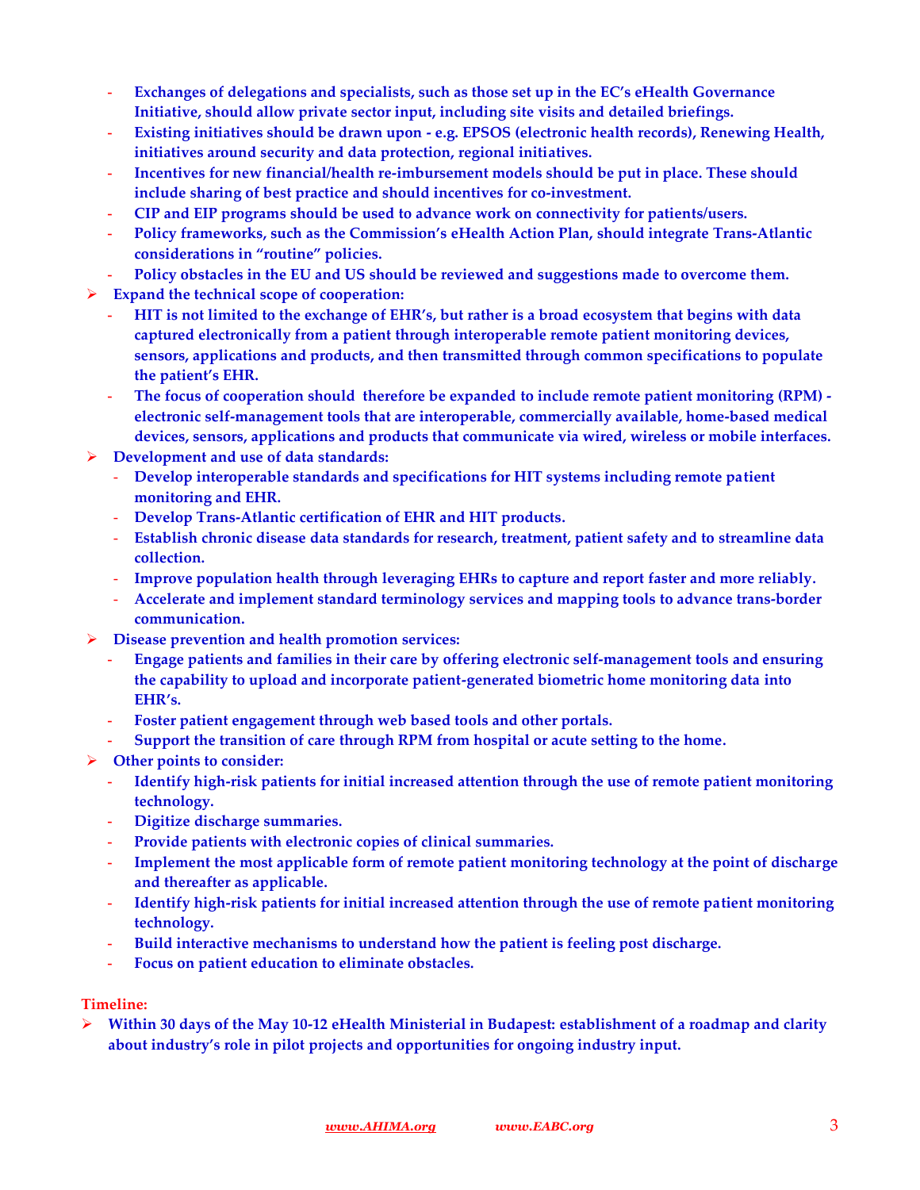- **Exchanges of delegations and specialists, such as those set up in the EC's eHealth Governance Initiative, should allow private sector input, including site visits and detailed briefings.**
- **Existing initiatives should be drawn upon - e.g. EPSOS (electronic health records), Renewing Health, initiatives around security and data protection, regional initiatives.**
- **Incentives for new financial/health re-imbursement models should be put in place. These should include sharing of best practice and should incentives for co-investment.**
- **CIP and EIP programs should be used to advance work on connectivity for patients/users.**
- **Policy frameworks, such as the Commission's eHealth Action Plan, should integrate Trans-Atlantic considerations in "routine" policies.**
- **Policy obstacles in the EU and US should be reviewed and suggestions made to overcome them.**

- **Expand the technical scope of cooperation:**
  - **HIT is not limited to the exchange of EHR's, but rather is a broad ecosystem that begins with data captured electronically from a patient through interoperable remote patient monitoring devices, sensors, applications and products, and then transmitted through common specifications to populate the patient's EHR.**
  - **The focus of cooperation should therefore be expanded to include remote patient monitoring (RPM) - electronic self-management tools that are interoperable, commercially available, home-based medical devices, sensors, applications and products that communicate via wired, wireless or mobile interfaces.**
- **Development and use of data standards:**
  - **Develop interoperable standards and specifications for HIT systems including remote patient monitoring and EHR.**
  - **Develop Trans-Atlantic certification of EHR and HIT products.**
  - **Establish chronic disease data standards for research, treatment, patient safety and to streamline data collection.**
  - **Improve population health through leveraging EHRs to capture and report faster and more reliably.**
  - **Accelerate and implement standard terminology services and mapping tools to advance trans-border communication.**
- **Disease prevention and health promotion services:**
  - **Engage patients and families in their care by offering electronic self-management tools and ensuring the capability to upload and incorporate patient-generated biometric home monitoring data into EHR's.**
  - **Foster patient engagement through web based tools and other portals.**
  - **Support the transition of care through RPM from hospital or acute setting to the home.**
- **Other points to consider:**
  - **Identify high-risk patients for initial increased attention through the use of remote patient monitoring technology.**
  - **Digitize discharge summaries.**
  - **Provide patients with electronic copies of clinical summaries.**
  - **Implement the most applicable form of remote patient monitoring technology at the point of discharge and thereafter as applicable.**
  - **Identify high-risk patients for initial increased attention through the use of remote patient monitoring technology.**
  - **Build interactive mechanisms to understand how the patient is feeling post discharge.**
  - **Focus on patient education to eliminate obstacles.**

**Timeline:**

- **Within 30 days of the May 10-12 eHealth Ministerial in Budapest: establishment of a roadmap and clarity about industry's role in pilot projects and opportunities for ongoing industry input.**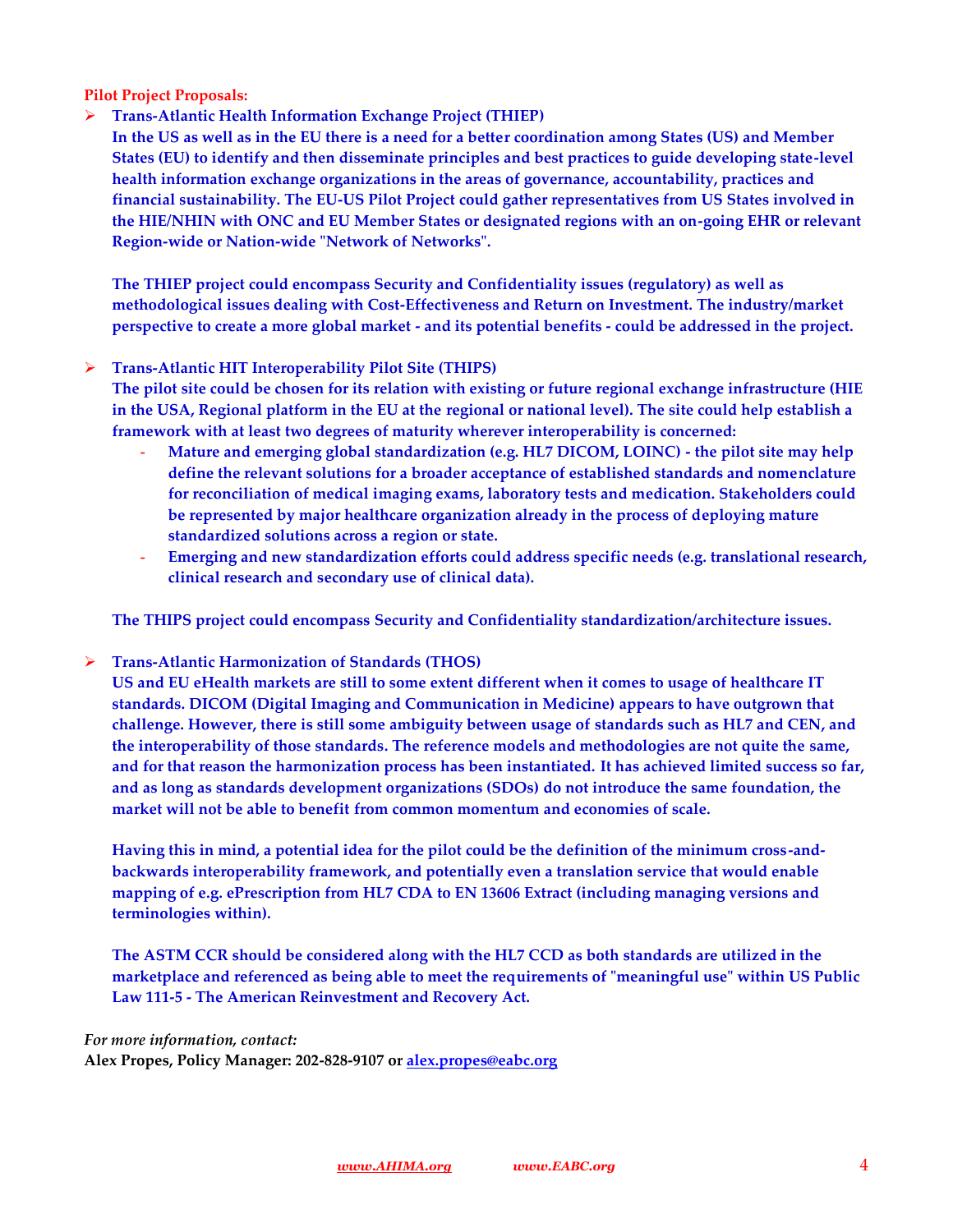**Pilot Project Proposals:**

- **Trans-Atlantic Health Information Exchange Project (THIEP)**
  **In the US as well as in the EU there is a need for a better coordination among States (US) and Member States (EU) to identify and then disseminate principles and best practices to guide developing state-level health information exchange organizations in the areas of governance, accountability, practices and financial sustainability. The EU-US Pilot Project could gather representatives from US States involved in the HIE/NHIN with ONC and EU Member States or designated regions with an on-going EHR or relevant Region-wide or Nation-wide "Network of Networks".**

  **The THIEP project could encompass Security and Confidentiality issues (regulatory) as well as methodological issues dealing with Cost-Effectiveness and Return on Investment. The industry/market perspective to create a more global market - and its potential benefits - could be addressed in the project.**

- **Trans-Atlantic HIT Interoperability Pilot Site (THIPS)**
  **The pilot site could be chosen for its relation with existing or future regional exchange infrastructure (HIE in the USA, Regional platform in the EU at the regional or national level). The site could help establish a framework with at least two degrees of maturity wherever interoperability is concerned:**
  - **Mature and emerging global standardization (e.g. HL7 DICOM, LOINC) - the pilot site may help define the relevant solutions for a broader acceptance of established standards and nomenclature for reconciliation of medical imaging exams, laboratory tests and medication. Stakeholders could be represented by major healthcare organization already in the process of deploying mature standardized solutions across a region or state.**
  - **Emerging and new standardization efforts could address specific needs (e.g. translational research, clinical research and secondary use of clinical data).**

  **The THIPS project could encompass Security and Confidentiality standardization/architecture issues.**

- **Trans-Atlantic Harmonization of Standards (THOS)**
  **US and EU eHealth markets are still to some extent different when it comes to usage of healthcare IT standards. DICOM (Digital Imaging and Communication in Medicine) appears to have outgrown that challenge. However, there is still some ambiguity between usage of standards such as HL7 and CEN, and the interoperability of those standards. The reference models and methodologies are not quite the same, and for that reason the harmonization process has been instantiated. It has achieved limited success so far, and as long as standards development organizations (SDOs) do not introduce the same foundation, the market will not be able to benefit from common momentum and economies of scale.**

  **Having this in mind, a potential idea for the pilot could be the definition of the minimum cross-and-backwards interoperability framework, and potentially even a translation service that would enable mapping of e.g. ePrescription from HL7 CDA to EN 13606 Extract (including managing versions and terminologies within).**

  **The ASTM CCR should be considered along with the HL7 CCD as both standards are utilized in the marketplace and referenced as being able to meet the requirements of "meaningful use" within US Public Law 111-5 - The American Reinvestment and Recovery Act.**

*For more information, contact:*
**Alex Propes, Policy Manager: 202-828-9107 or alex.propes@eabc.org**